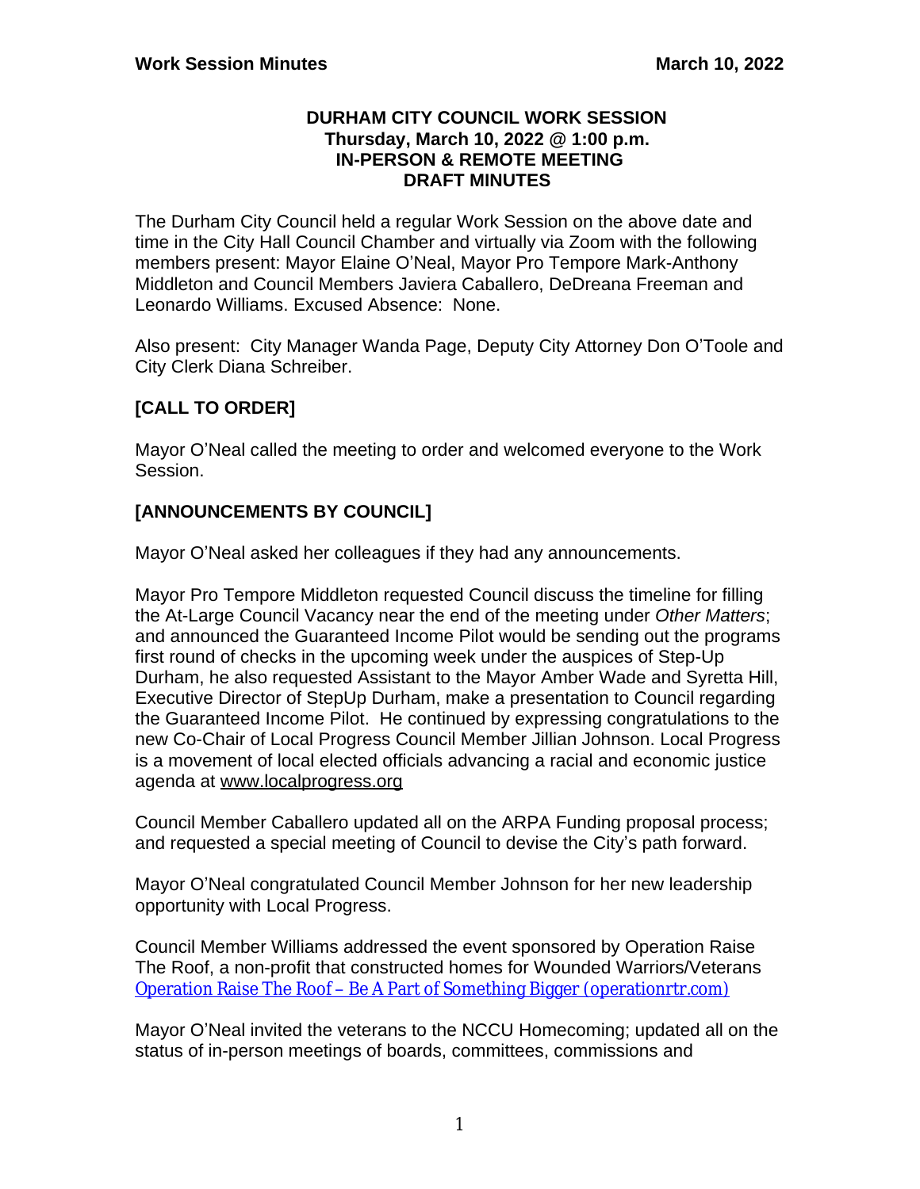**Work Session Minutes** **March 10, 2022**

**DURHAM CITY COUNCIL WORK SESSION**
**Thursday, March 10, 2022 @ 1:00 p.m.**
**IN-PERSON & REMOTE MEETING**
**DRAFT MINUTES**

The Durham City Council held a regular Work Session on the above date and time in the City Hall Council Chamber and virtually via Zoom with the following members present: Mayor Elaine O'Neal, Mayor Pro Tempore Mark-Anthony Middleton and Council Members Javiera Caballero, DeDreana Freeman and Leonardo Williams. Excused Absence: None.

Also present: City Manager Wanda Page, Deputy City Attorney Don O'Toole and City Clerk Diana Schreiber.

## [CALL TO ORDER]

Mayor O'Neal called the meeting to order and welcomed everyone to the Work Session.

## [ANNOUNCEMENTS BY COUNCIL]

Mayor O'Neal asked her colleagues if they had any announcements.

Mayor Pro Tempore Middleton requested Council discuss the timeline for filling the At-Large Council Vacancy near the end of the meeting under *Other Matters*; and announced the Guaranteed Income Pilot would be sending out the programs first round of checks in the upcoming week under the auspices of Step-Up Durham, he also requested Assistant to the Mayor Amber Wade and Syretta Hill, Executive Director of StepUp Durham, make a presentation to Council regarding the Guaranteed Income Pilot. He continued by expressing congratulations to the new Co-Chair of Local Progress Council Member Jillian Johnson. Local Progress is a movement of local elected officials advancing a racial and economic justice agenda at www.localprogress.org

Council Member Caballero updated all on the ARPA Funding proposal process; and requested a special meeting of Council to devise the City's path forward.

Mayor O'Neal congratulated Council Member Johnson for her new leadership opportunity with Local Progress.

Council Member Williams addressed the event sponsored by Operation Raise The Roof, a non-profit that constructed homes for Wounded Warriors/Veterans Operation Raise The Roof – Be A Part of Something Bigger (operationrtr.com)

Mayor O'Neal invited the veterans to the NCCU Homecoming; updated all on the status of in-person meetings of boards, committees, commissions and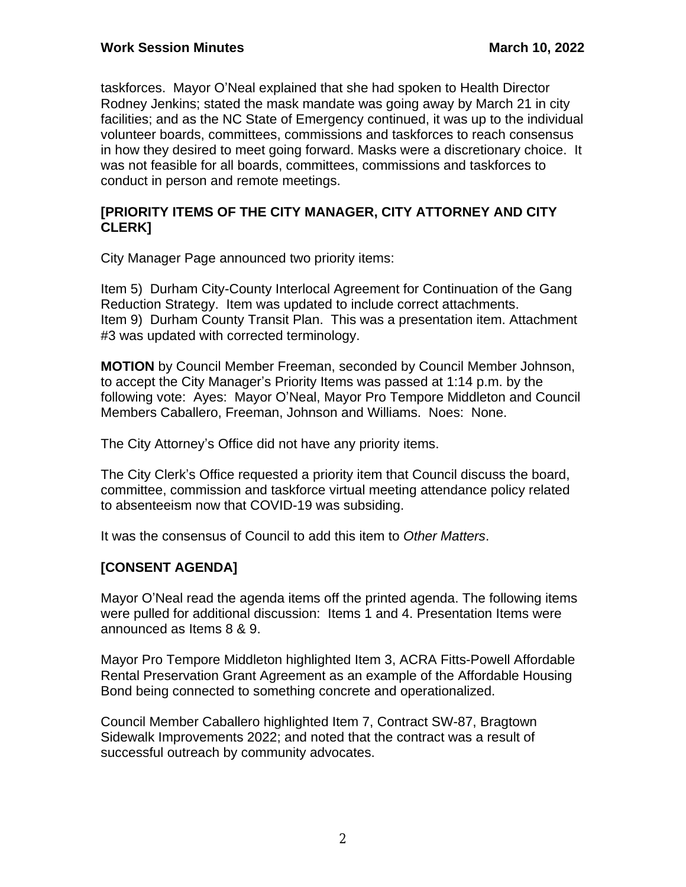taskforces. Mayor O'Neal explained that she had spoken to Health Director Rodney Jenkins; stated the mask mandate was going away by March 21 in city facilities; and as the NC State of Emergency continued, it was up to the individual volunteer boards, committees, commissions and taskforces to reach consensus in how they desired to meet going forward. Masks were a discretionary choice. It was not feasible for all boards, committees, commissions and taskforces to conduct in person and remote meetings.

**[PRIORITY ITEMS OF THE CITY MANAGER, CITY ATTORNEY AND CITY CLERK]**

City Manager Page announced two priority items:

Item 5) Durham City-County Interlocal Agreement for Continuation of the Gang Reduction Strategy. Item was updated to include correct attachments.
Item 9) Durham County Transit Plan. This was a presentation item. Attachment #3 was updated with corrected terminology.

**MOTION** by Council Member Freeman, seconded by Council Member Johnson, to accept the City Manager's Priority Items was passed at 1:14 p.m. by the following vote: Ayes: Mayor O'Neal, Mayor Pro Tempore Middleton and Council Members Caballero, Freeman, Johnson and Williams. Noes: None.

The City Attorney's Office did not have any priority items.

The City Clerk's Office requested a priority item that Council discuss the board, committee, commission and taskforce virtual meeting attendance policy related to absenteeism now that COVID-19 was subsiding.

It was the consensus of Council to add this item to *Other Matters*.

**[CONSENT AGENDA]**

Mayor O'Neal read the agenda items off the printed agenda. The following items were pulled for additional discussion: Items 1 and 4. Presentation Items were announced as Items 8 & 9.

Mayor Pro Tempore Middleton highlighted Item 3, ACRA Fitts-Powell Affordable Rental Preservation Grant Agreement as an example of the Affordable Housing Bond being connected to something concrete and operationalized.

Council Member Caballero highlighted Item 7, Contract SW-87, Bragtown Sidewalk Improvements 2022; and noted that the contract was a result of successful outreach by community advocates.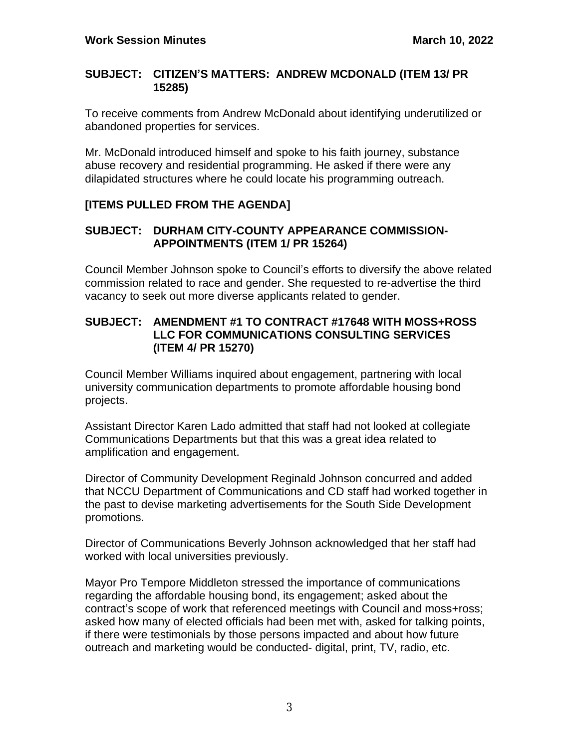**SUBJECT: CITIZEN'S MATTERS: ANDREW MCDONALD (ITEM 13/ PR 15285)**

To receive comments from Andrew McDonald about identifying underutilized or abandoned properties for services.

Mr. McDonald introduced himself and spoke to his faith journey, substance abuse recovery and residential programming. He asked if there were any dilapidated structures where he could locate his programming outreach.

**[ITEMS PULLED FROM THE AGENDA]**

**SUBJECT: DURHAM CITY-COUNTY APPEARANCE COMMISSION-APPOINTMENTS (ITEM 1/ PR 15264)**

Council Member Johnson spoke to Council's efforts to diversify the above related commission related to race and gender. She requested to re-advertise the third vacancy to seek out more diverse applicants related to gender.

**SUBJECT: AMENDMENT #1 TO CONTRACT #17648 WITH MOSS+ROSS LLC FOR COMMUNICATIONS CONSULTING SERVICES (ITEM 4/ PR 15270)**

Council Member Williams inquired about engagement, partnering with local university communication departments to promote affordable housing bond projects.

Assistant Director Karen Lado admitted that staff had not looked at collegiate Communications Departments but that this was a great idea related to amplification and engagement.

Director of Community Development Reginald Johnson concurred and added that NCCU Department of Communications and CD staff had worked together in the past to devise marketing advertisements for the South Side Development promotions.

Director of Communications Beverly Johnson acknowledged that her staff had worked with local universities previously.

Mayor Pro Tempore Middleton stressed the importance of communications regarding the affordable housing bond, its engagement; asked about the contract's scope of work that referenced meetings with Council and moss+ross; asked how many of elected officials had been met with, asked for talking points, if there were testimonials by those persons impacted and about how future outreach and marketing would be conducted- digital, print, TV, radio, etc.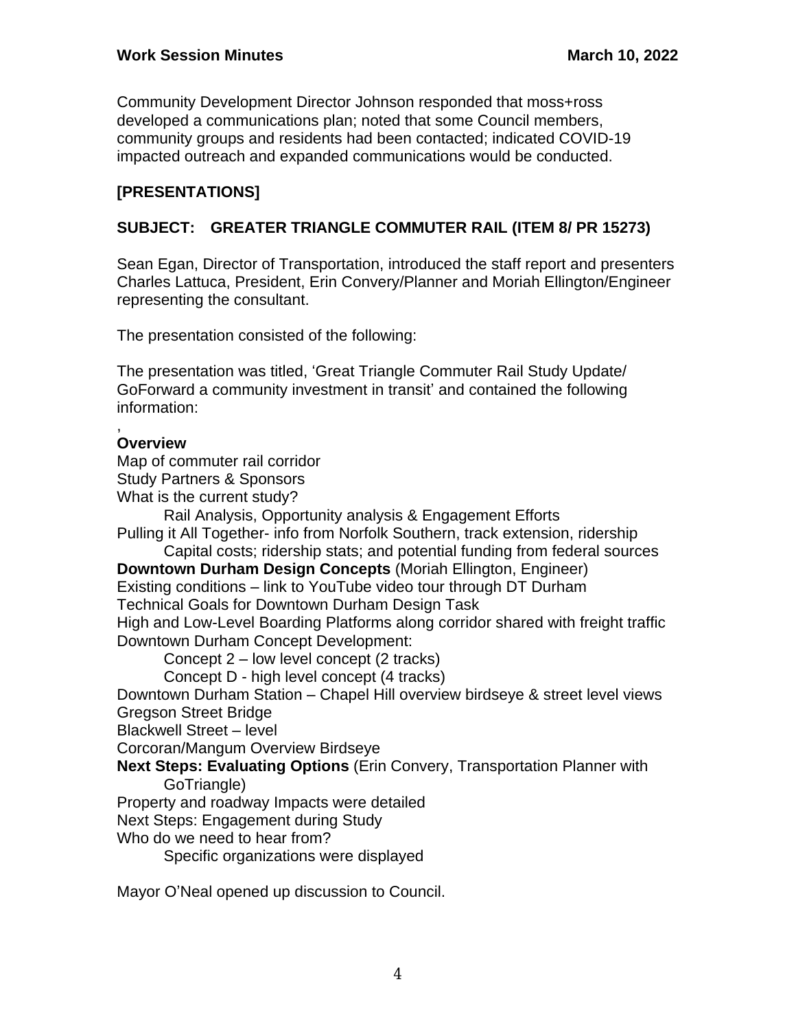Community Development Director Johnson responded that moss+ross developed a communications plan; noted that some Council members, community groups and residents had been contacted; indicated COVID-19 impacted outreach and expanded communications would be conducted.

**[PRESENTATIONS]**

**SUBJECT: GREATER TRIANGLE COMMUTER RAIL (ITEM 8/ PR 15273)**

Sean Egan, Director of Transportation, introduced the staff report and presenters Charles Lattuca, President, Erin Convery/Planner and Moriah Ellington/Engineer representing the consultant.

The presentation consisted of the following:

The presentation was titled, 'Great Triangle Commuter Rail Study Update/ GoForward a community investment in transit' and contained the following information:

,
**Overview**
Map of commuter rail corridor
Study Partners & Sponsors
What is the current study?
  Rail Analysis, Opportunity analysis & Engagement Efforts
Pulling it All Together- info from Norfolk Southern, track extension, ridership
  Capital costs; ridership stats; and potential funding from federal sources
**Downtown Durham Design Concepts** (Moriah Ellington, Engineer)
Existing conditions – link to YouTube video tour through DT Durham
Technical Goals for Downtown Durham Design Task
High and Low-Level Boarding Platforms along corridor shared with freight traffic
Downtown Durham Concept Development:
  Concept 2 – low level concept (2 tracks)
  Concept D - high level concept (4 tracks)
Downtown Durham Station – Chapel Hill overview birdseye & street level views
Gregson Street Bridge
Blackwell Street – level
Corcoran/Mangum Overview Birdseye
**Next Steps: Evaluating Options** (Erin Convery, Transportation Planner with GoTriangle)
Property and roadway Impacts were detailed
Next Steps: Engagement during Study
Who do we need to hear from?
  Specific organizations were displayed

Mayor O'Neal opened up discussion to Council.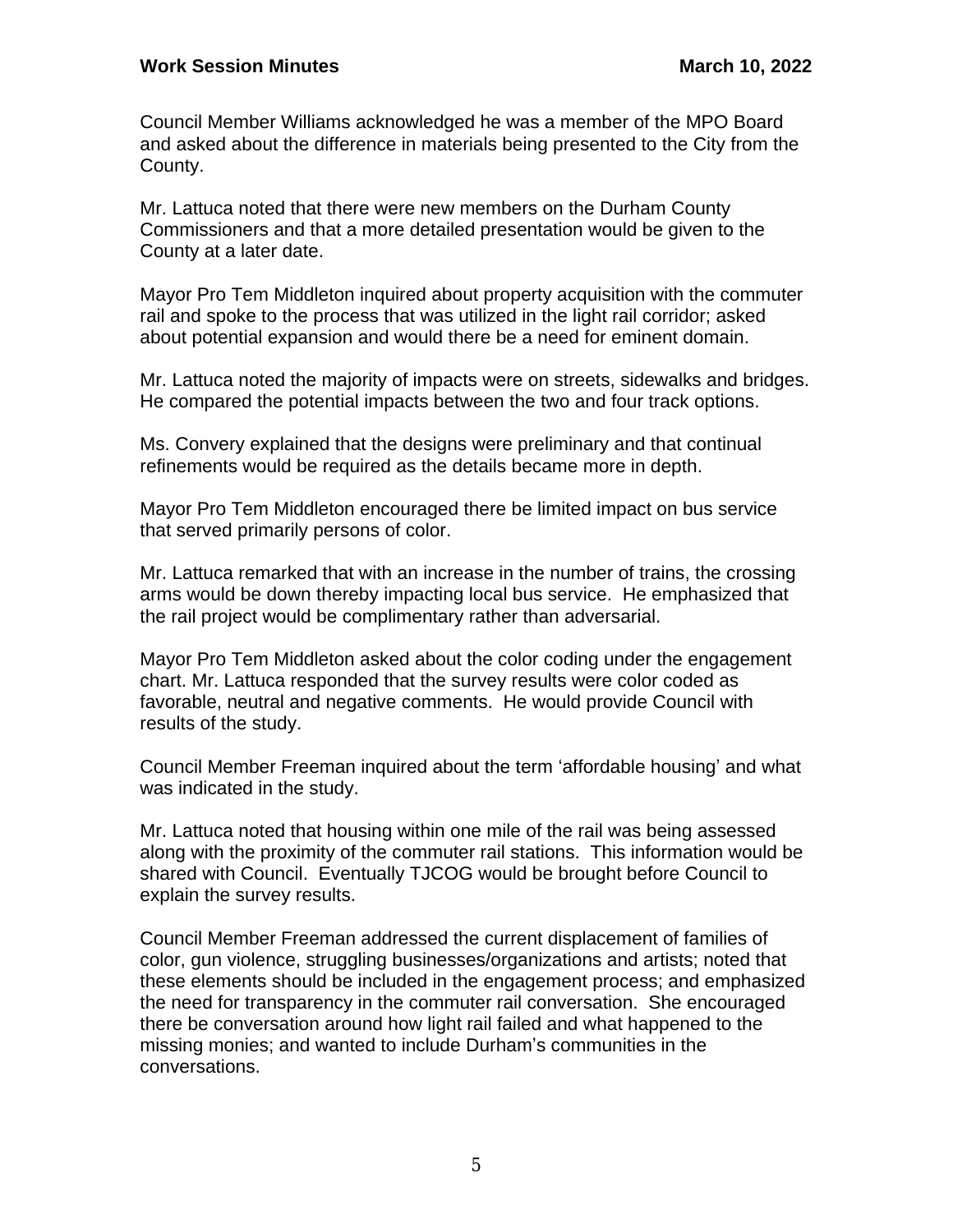Council Member Williams acknowledged he was a member of the MPO Board and asked about the difference in materials being presented to the City from the County.

Mr. Lattuca noted that there were new members on the Durham County Commissioners and that a more detailed presentation would be given to the County at a later date.

Mayor Pro Tem Middleton inquired about property acquisition with the commuter rail and spoke to the process that was utilized in the light rail corridor; asked about potential expansion and would there be a need for eminent domain.

Mr. Lattuca noted the majority of impacts were on streets, sidewalks and bridges. He compared the potential impacts between the two and four track options.

Ms. Convery explained that the designs were preliminary and that continual refinements would be required as the details became more in depth.

Mayor Pro Tem Middleton encouraged there be limited impact on bus service that served primarily persons of color.

Mr. Lattuca remarked that with an increase in the number of trains, the crossing arms would be down thereby impacting local bus service. He emphasized that the rail project would be complimentary rather than adversarial.

Mayor Pro Tem Middleton asked about the color coding under the engagement chart. Mr. Lattuca responded that the survey results were color coded as favorable, neutral and negative comments. He would provide Council with results of the study.

Council Member Freeman inquired about the term 'affordable housing' and what was indicated in the study.

Mr. Lattuca noted that housing within one mile of the rail was being assessed along with the proximity of the commuter rail stations. This information would be shared with Council. Eventually TJCOG would be brought before Council to explain the survey results.

Council Member Freeman addressed the current displacement of families of color, gun violence, struggling businesses/organizations and artists; noted that these elements should be included in the engagement process; and emphasized the need for transparency in the commuter rail conversation. She encouraged there be conversation around how light rail failed and what happened to the missing monies; and wanted to include Durham's communities in the conversations.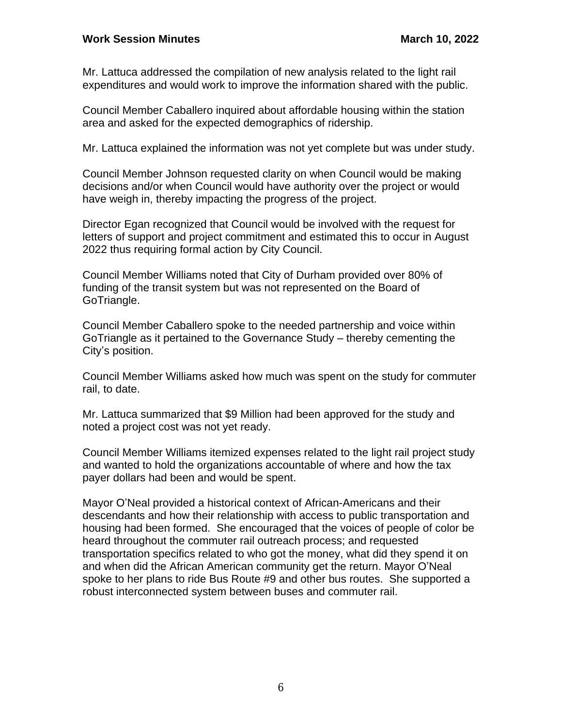Mr. Lattuca addressed the compilation of new analysis related to the light rail expenditures and would work to improve the information shared with the public.

Council Member Caballero inquired about affordable housing within the station area and asked for the expected demographics of ridership.

Mr. Lattuca explained the information was not yet complete but was under study.

Council Member Johnson requested clarity on when Council would be making decisions and/or when Council would have authority over the project or would have weigh in, thereby impacting the progress of the project.

Director Egan recognized that Council would be involved with the request for letters of support and project commitment and estimated this to occur in August 2022 thus requiring formal action by City Council.

Council Member Williams noted that City of Durham provided over 80% of funding of the transit system but was not represented on the Board of GoTriangle.

Council Member Caballero spoke to the needed partnership and voice within GoTriangle as it pertained to the Governance Study – thereby cementing the City's position.

Council Member Williams asked how much was spent on the study for commuter rail, to date.

Mr. Lattuca summarized that $9 Million had been approved for the study and noted a project cost was not yet ready.

Council Member Williams itemized expenses related to the light rail project study and wanted to hold the organizations accountable of where and how the tax payer dollars had been and would be spent.

Mayor O'Neal provided a historical context of African-Americans and their descendants and how their relationship with access to public transportation and housing had been formed. She encouraged that the voices of people of color be heard throughout the commuter rail outreach process; and requested transportation specifics related to who got the money, what did they spend it on and when did the African American community get the return. Mayor O'Neal spoke to her plans to ride Bus Route #9 and other bus routes. She supported a robust interconnected system between buses and commuter rail.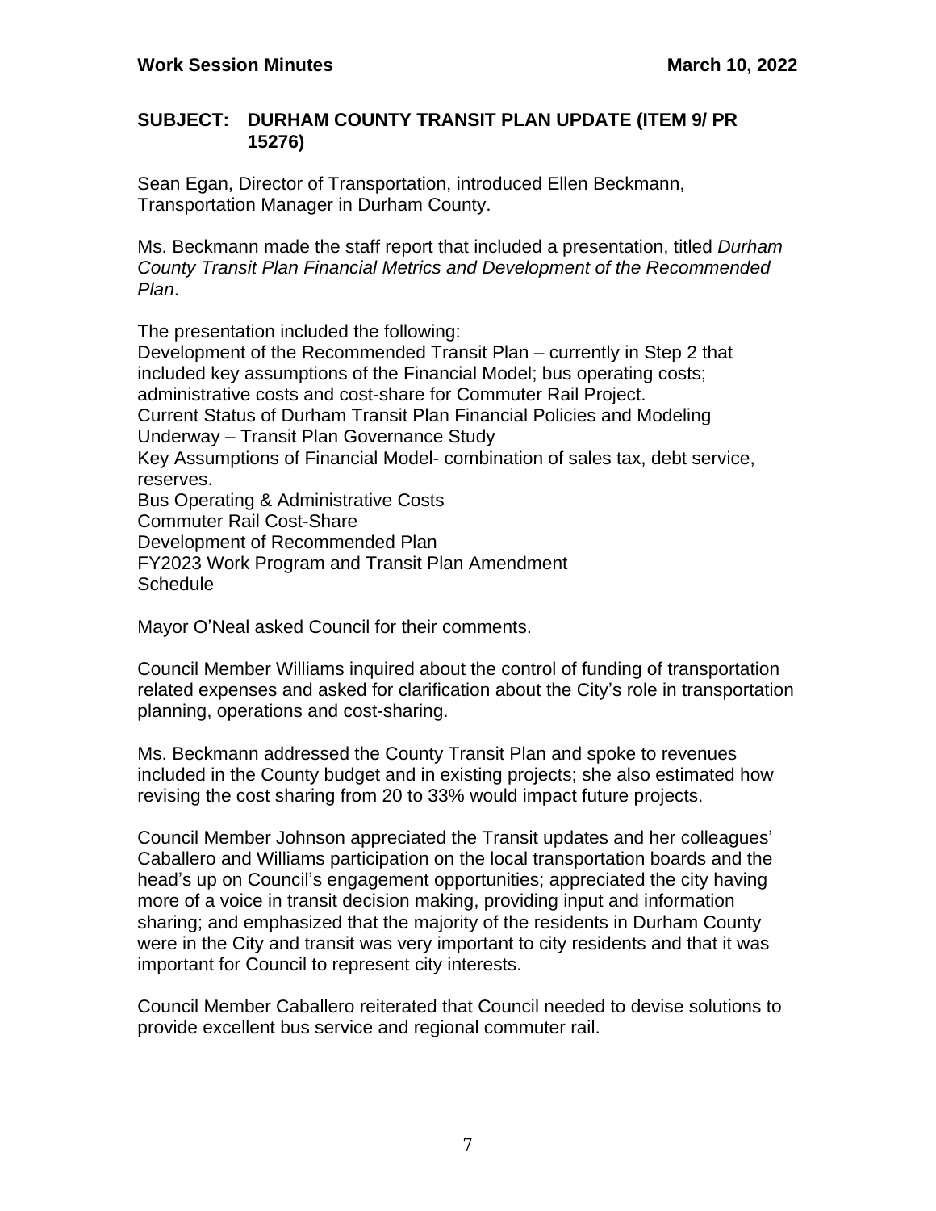**SUBJECT: DURHAM COUNTY TRANSIT PLAN UPDATE (ITEM 9/ PR 15276)**

Sean Egan, Director of Transportation, introduced Ellen Beckmann, Transportation Manager in Durham County.

Ms. Beckmann made the staff report that included a presentation, titled *Durham County Transit Plan Financial Metrics and Development of the Recommended Plan*.

The presentation included the following:
Development of the Recommended Transit Plan – currently in Step 2 that included key assumptions of the Financial Model; bus operating costs; administrative costs and cost-share for Commuter Rail Project.
Current Status of Durham Transit Plan Financial Policies and Modeling
Underway – Transit Plan Governance Study
Key Assumptions of Financial Model- combination of sales tax, debt service, reserves.
Bus Operating & Administrative Costs
Commuter Rail Cost-Share
Development of Recommended Plan
FY2023 Work Program and Transit Plan Amendment
Schedule

Mayor O'Neal asked Council for their comments.

Council Member Williams inquired about the control of funding of transportation related expenses and asked for clarification about the City's role in transportation planning, operations and cost-sharing.

Ms. Beckmann addressed the County Transit Plan and spoke to revenues included in the County budget and in existing projects; she also estimated how revising the cost sharing from 20 to 33% would impact future projects.

Council Member Johnson appreciated the Transit updates and her colleagues' Caballero and Williams participation on the local transportation boards and the head's up on Council's engagement opportunities; appreciated the city having more of a voice in transit decision making, providing input and information sharing; and emphasized that the majority of the residents in Durham County were in the City and transit was very important to city residents and that it was important for Council to represent city interests.

Council Member Caballero reiterated that Council needed to devise solutions to provide excellent bus service and regional commuter rail.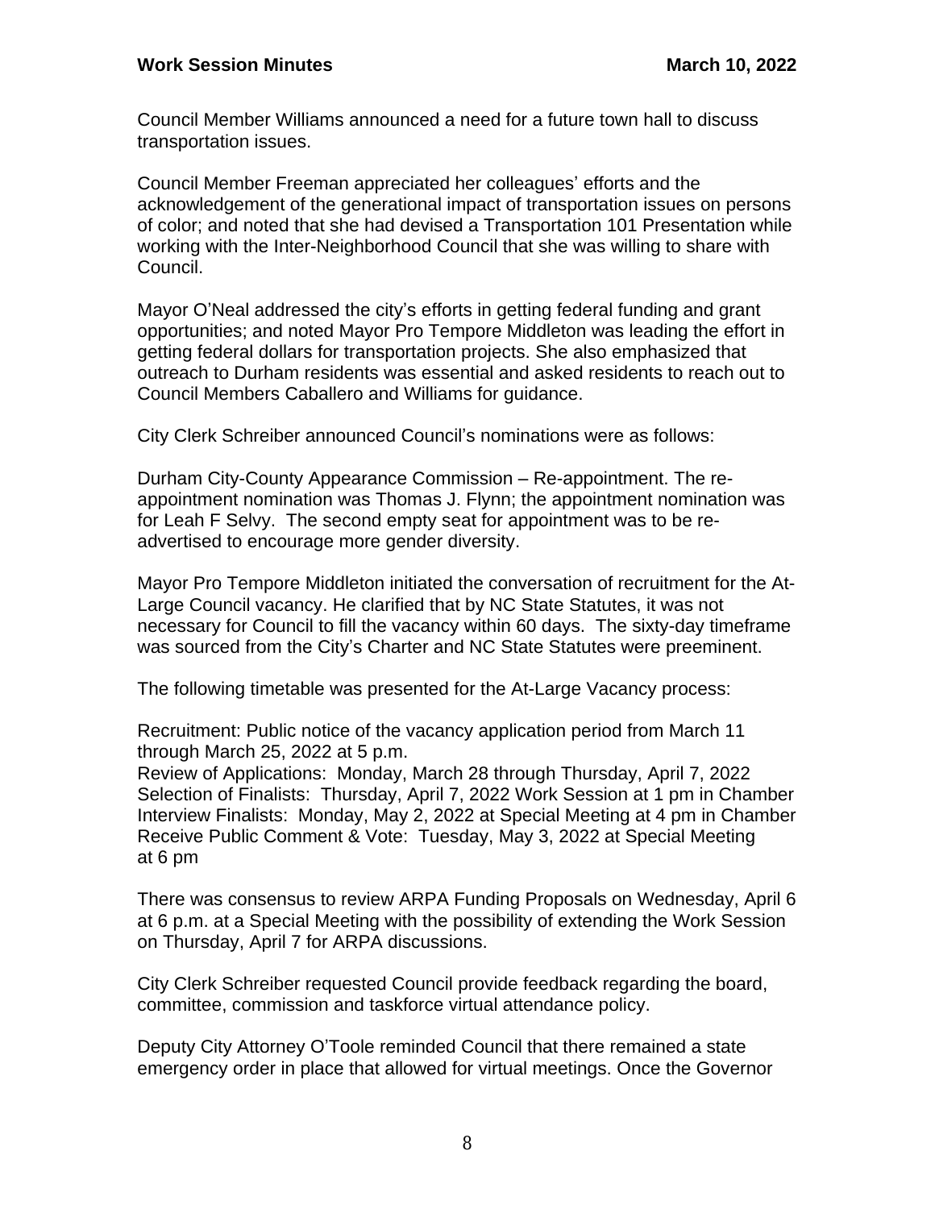Council Member Williams announced a need for a future town hall to discuss transportation issues.

Council Member Freeman appreciated her colleagues' efforts and the acknowledgement of the generational impact of transportation issues on persons of color; and noted that she had devised a Transportation 101 Presentation while working with the Inter-Neighborhood Council that she was willing to share with Council.

Mayor O'Neal addressed the city's efforts in getting federal funding and grant opportunities; and noted Mayor Pro Tempore Middleton was leading the effort in getting federal dollars for transportation projects. She also emphasized that outreach to Durham residents was essential and asked residents to reach out to Council Members Caballero and Williams for guidance.

City Clerk Schreiber announced Council's nominations were as follows:

Durham City-County Appearance Commission – Re-appointment. The re-appointment nomination was Thomas J. Flynn; the appointment nomination was for Leah F Selvy. The second empty seat for appointment was to be re-advertised to encourage more gender diversity.

Mayor Pro Tempore Middleton initiated the conversation of recruitment for the At-Large Council vacancy. He clarified that by NC State Statutes, it was not necessary for Council to fill the vacancy within 60 days. The sixty-day timeframe was sourced from the City's Charter and NC State Statutes were preeminent.

The following timetable was presented for the At-Large Vacancy process:

Recruitment: Public notice of the vacancy application period from March 11 through March 25, 2022 at 5 p.m.
Review of Applications: Monday, March 28 through Thursday, April 7, 2022
Selection of Finalists: Thursday, April 7, 2022 Work Session at 1 pm in Chamber
Interview Finalists: Monday, May 2, 2022 at Special Meeting at 4 pm in Chamber
Receive Public Comment & Vote: Tuesday, May 3, 2022 at Special Meeting at 6 pm

There was consensus to review ARPA Funding Proposals on Wednesday, April 6 at 6 p.m. at a Special Meeting with the possibility of extending the Work Session on Thursday, April 7 for ARPA discussions.

City Clerk Schreiber requested Council provide feedback regarding the board, committee, commission and taskforce virtual attendance policy.

Deputy City Attorney O'Toole reminded Council that there remained a state emergency order in place that allowed for virtual meetings. Once the Governor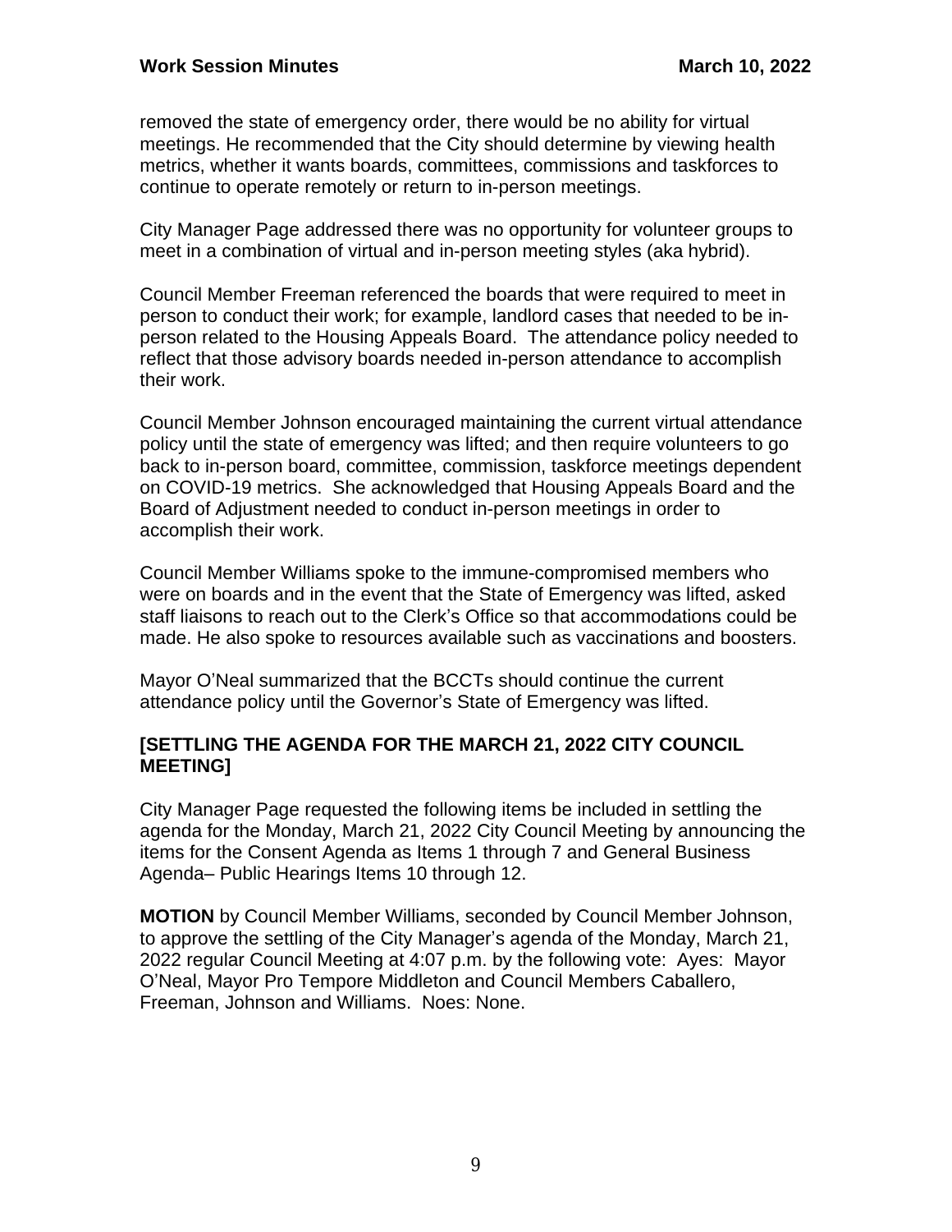removed the state of emergency order, there would be no ability for virtual meetings. He recommended that the City should determine by viewing health metrics, whether it wants boards, committees, commissions and taskforces to continue to operate remotely or return to in-person meetings.

City Manager Page addressed there was no opportunity for volunteer groups to meet in a combination of virtual and in-person meeting styles (aka hybrid).

Council Member Freeman referenced the boards that were required to meet in person to conduct their work; for example, landlord cases that needed to be in-person related to the Housing Appeals Board. The attendance policy needed to reflect that those advisory boards needed in-person attendance to accomplish their work.

Council Member Johnson encouraged maintaining the current virtual attendance policy until the state of emergency was lifted; and then require volunteers to go back to in-person board, committee, commission, taskforce meetings dependent on COVID-19 metrics. She acknowledged that Housing Appeals Board and the Board of Adjustment needed to conduct in-person meetings in order to accomplish their work.

Council Member Williams spoke to the immune-compromised members who were on boards and in the event that the State of Emergency was lifted, asked staff liaisons to reach out to the Clerk's Office so that accommodations could be made. He also spoke to resources available such as vaccinations and boosters.

Mayor O'Neal summarized that the BCCTs should continue the current attendance policy until the Governor's State of Emergency was lifted.

**[SETTLING THE AGENDA FOR THE MARCH 21, 2022 CITY COUNCIL MEETING]**

City Manager Page requested the following items be included in settling the agenda for the Monday, March 21, 2022 City Council Meeting by announcing the items for the Consent Agenda as Items 1 through 7 and General Business Agenda– Public Hearings Items 10 through 12.

**MOTION** by Council Member Williams, seconded by Council Member Johnson, to approve the settling of the City Manager's agenda of the Monday, March 21, 2022 regular Council Meeting at 4:07 p.m. by the following vote: Ayes: Mayor O'Neal, Mayor Pro Tempore Middleton and Council Members Caballero, Freeman, Johnson and Williams. Noes: None.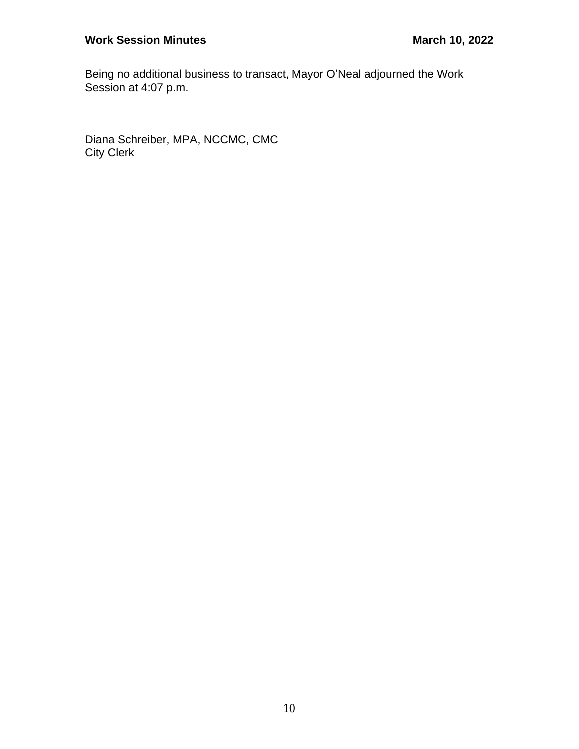Being no additional business to transact, Mayor O'Neal adjourned the Work Session at 4:07 p.m.

Diana Schreiber, MPA, NCCMC, CMC
City Clerk